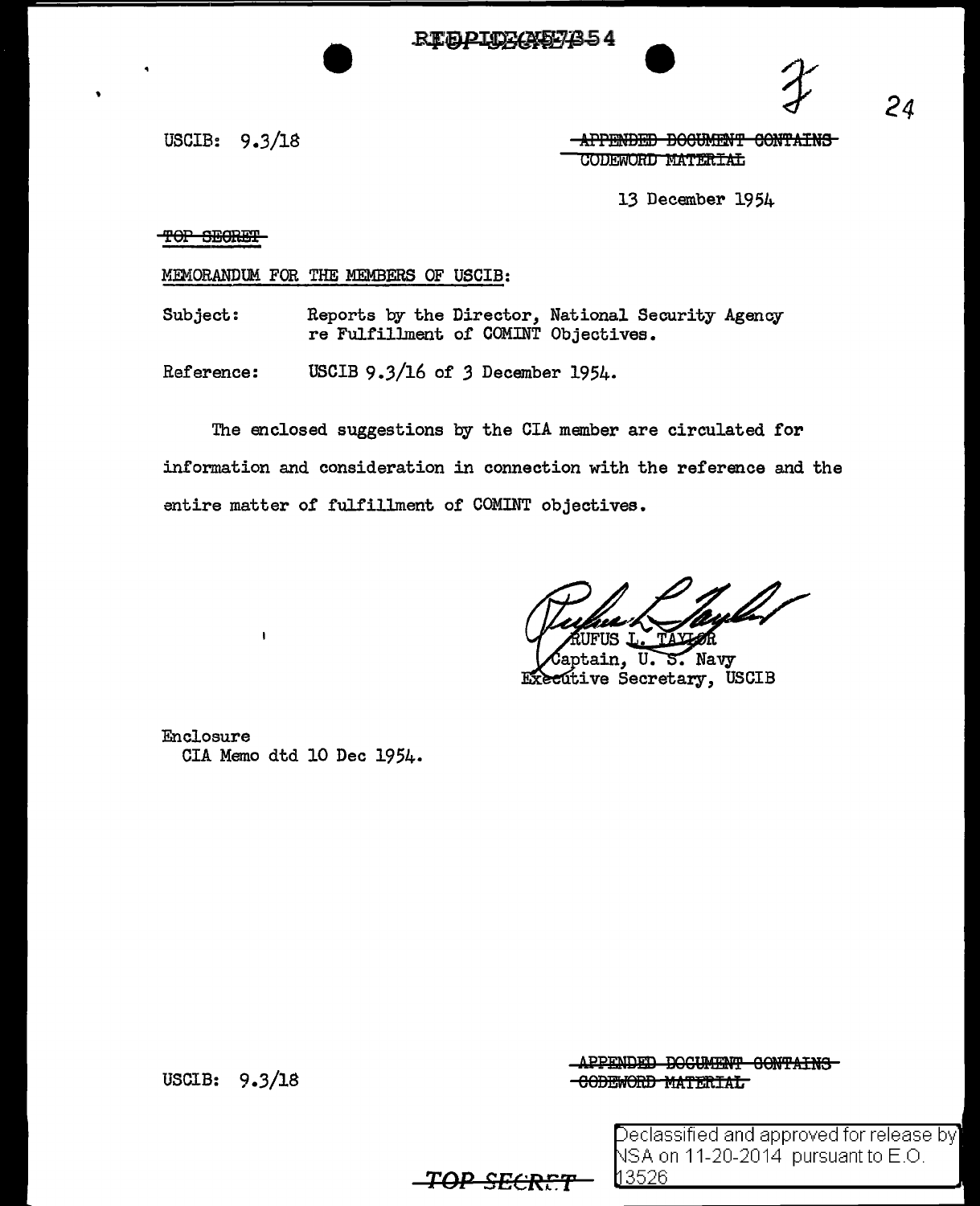REF ID:A67854

USCIB: 9.3/18

~~APPENDED DOCUMENT CONTAINS CODEWORD MATERIAL~~

13 December 1954

~~TOP SECRET~~

MEMORANDUM FOR THE MEMBERS OF USCIB:

Subject: Reports by the Director, National Security Agency re Fulfillment of COMINT Objectives.

Reference: USCIB 9.3/16 of 3 December 1954.

The enclosed suggestions by the CIA member are circulated for information and consideration in connection with the reference and the entire matter of fulfillment of COMINT objectives.

RUFUS L. TAYLOR
Captain, U. S. Navy
Executive Secretary, USCIB

Enclosure
CIA Memo dtd 10 Dec 1954.

USCIB: 9.3/18

~~APPENDED DOCUMENT CONTAINS CODEWORD MATERIAL~~

~~TOP SECRET~~

Declassified and approved for release by NSA on 11-20-2014 pursuant to E.O. 13526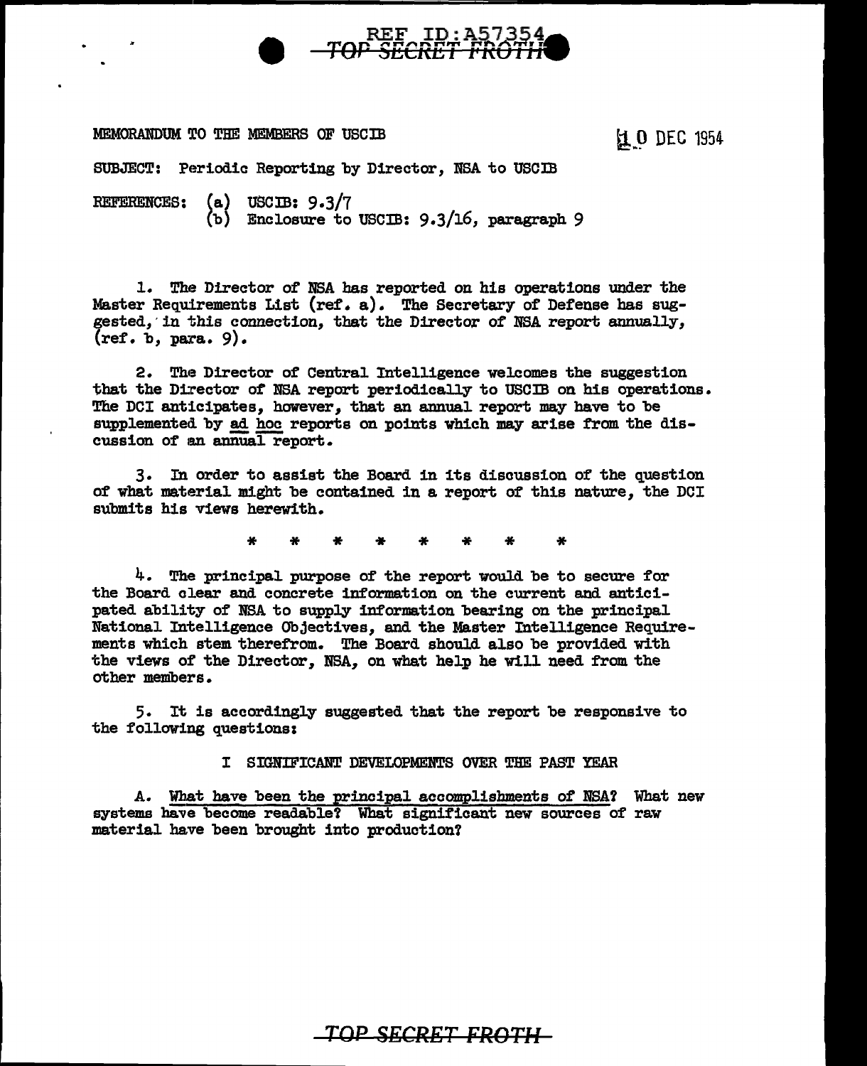MEMORANDUM TO THE MEMBERS OF USCIB

10 DEC 1954

SUBJECT: Periodic Reporting by Director, NSA to USCIB

REFERENCES: (a) USCIB: 9.3/7
(b) Enclosure to USCIB: 9.3/16, paragraph 9

1. The Director of NSA has reported on his operations under the Master Requirements List (ref. a). The Secretary of Defense has suggested, in this connection, that the Director of NSA report annually, (ref. b, para. 9).

2. The Director of Central Intelligence welcomes the suggestion that the Director of NSA report periodically to USCIB on his operations. The DCI anticipates, however, that an annual report may have to be supplemented by ad hoc reports on points which may arise from the discussion of an annual report.

3. In order to assist the Board in its discussion of the question of what material might be contained in a report of this nature, the DCI submits his views herewith.

\* \* \* \* \* \* \* \*

4. The principal purpose of the report would be to secure for the Board clear and concrete information on the current and anticipated ability of NSA to supply information bearing on the principal National Intelligence Objectives, and the Master Intelligence Requirements which stem therefrom. The Board should also be provided with the views of the Director, NSA, on what help he will need from the other members.

5. It is accordingly suggested that the report be responsive to the following questions:

I SIGNIFICANT DEVELOPMENTS OVER THE PAST YEAR

A. What have been the principal accomplishments of NSA? What new systems have become readable? What significant new sources of raw material have been brought into production?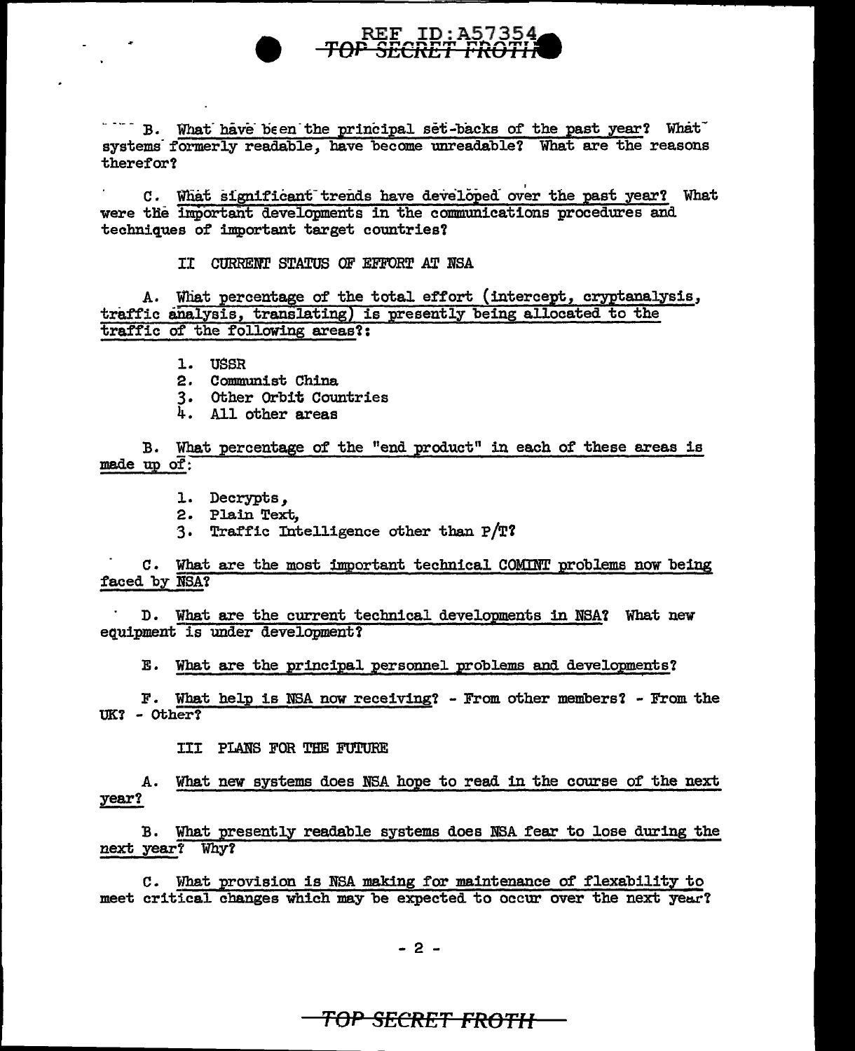B. What have been the principal set-backs of the past year? What systems formerly readable, have become unreadable? What are the reasons therefor?

C. What significant trends have developed over the past year? What were the important developments in the communications procedures and techniques of important target countries?

## II CURRENT STATUS OF EFFORT AT NSA

A. What percentage of the total effort (intercept, cryptanalysis, traffic analysis, translating) is presently being allocated to the traffic of the following areas?:

1. USSR
2. Communist China
3. Other Orbit Countries
4. All other areas

B. What percentage of the "end product" in each of these areas is made up of:

1. Decrypts,
2. Plain Text,
3. Traffic Intelligence other than P/T?

C. What are the most important technical COMINT problems now being faced by NSA?

D. What are the current technical developments in NSA? What new equipment is under development?

E. What are the principal personnel problems and developments?

F. What help is NSA now receiving? - From other members? - From the UK? - Other?

## III PLANS FOR THE FUTURE

A. What new systems does NSA hope to read in the course of the next year?

B. What presently readable systems does NSA fear to lose during the next year? Why?

C. What provision is NSA making for maintenance of flexability to meet critical changes which may be expected to occur over the next year?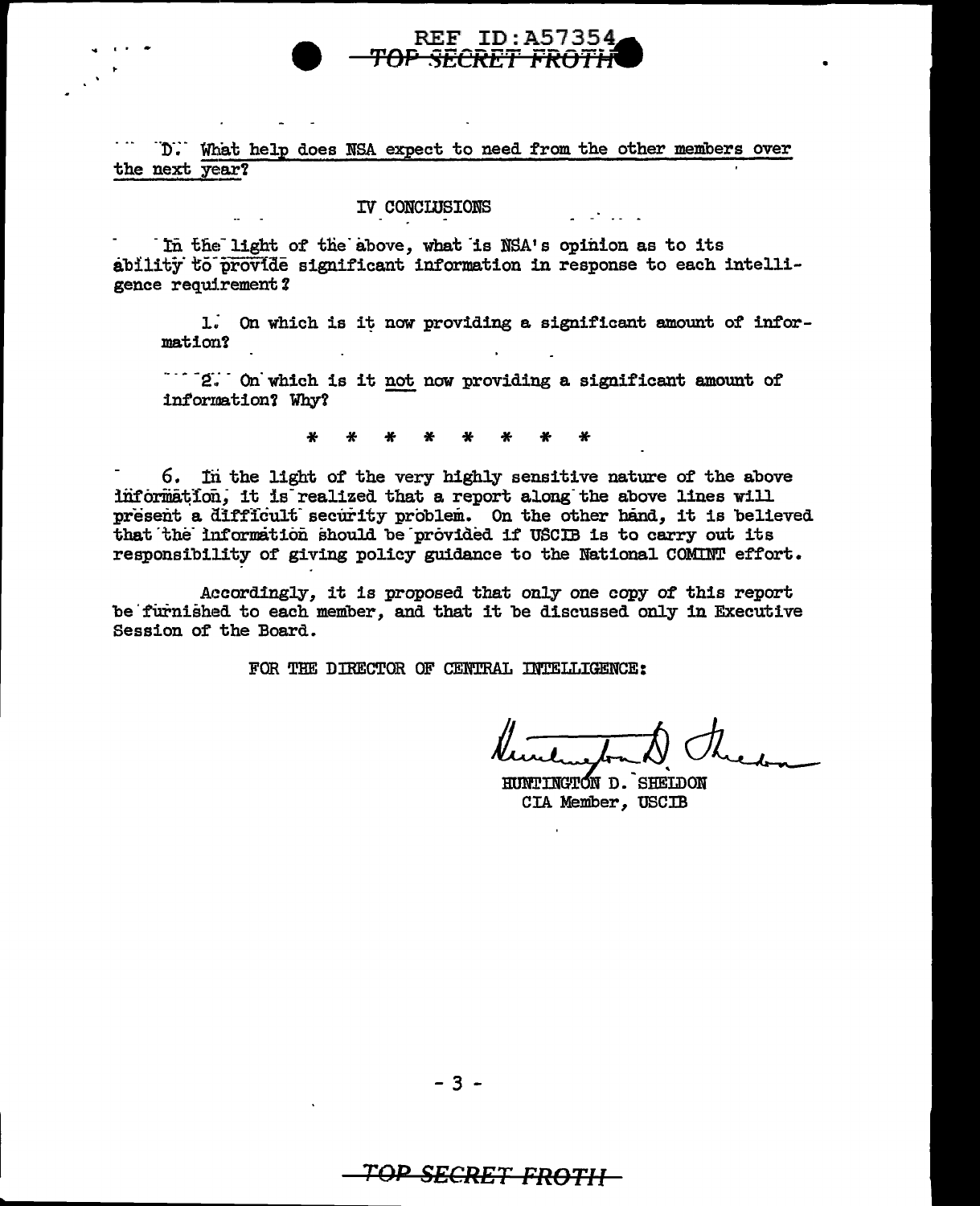REF ID:A57354
TOP SECRET FROTH

D. What help does NSA expect to need from the other members over the next year?

IV CONCLUSIONS

In the light of the above, what is NSA's opinion as to its ability to provide significant information in response to each intelligence requirement?

1. On which is it now providing a significant amount of information?

2. On which is it not now providing a significant amount of information? Why?

* * * * * * * *

6. In the light of the very highly sensitive nature of the above information, it is realized that a report along the above lines will present a difficult security problem. On the other hand, it is believed that the information should be provided if USCIB is to carry out its responsibility of giving policy guidance to the National COMINT effort.

Accordingly, it is proposed that only one copy of this report be furnished to each member, and that it be discussed only in Executive Session of the Board.

FOR THE DIRECTOR OF CENTRAL INTELLIGENCE:

Huntington D. Sheldon

HUNTINGTON D. SHELDON
CIA Member, USCIB

TOP SECRET FROTH